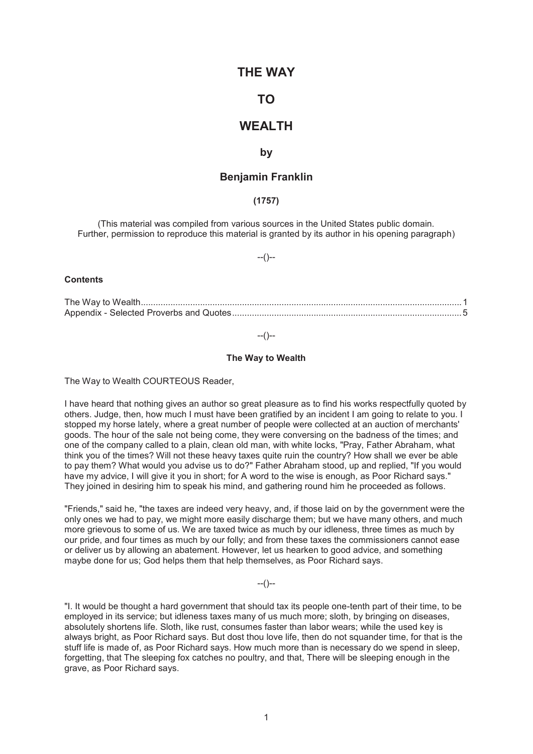# THE WAY

# TO

# WEALTH

## by

## Benjamin Franklin

**(1757)**

(This material was compiled from various sources in the United States public domain.
Further, permission to reproduce this material is granted by its author in his opening paragraph)

--()--

**Contents**

The Way to Wealth....................................................................................................................... 1
Appendix - Selected Proverbs and Quotes.................................................................................. 5

--()--

### The Way to Wealth

The Way to Wealth COURTEOUS Reader,

I have heard that nothing gives an author so great pleasure as to find his works respectfully quoted by others. Judge, then, how much I must have been gratified by an incident I am going to relate to you. I stopped my horse lately, where a great number of people were collected at an auction of merchants' goods. The hour of the sale not being come, they were conversing on the badness of the times; and one of the company called to a plain, clean old man, with white locks, "Pray, Father Abraham, what think you of the times? Will not these heavy taxes quite ruin the country? How shall we ever be able to pay them? What would you advise us to do?" Father Abraham stood, up and replied, "If you would have my advice, I will give it you in short; for A word to the wise is enough, as Poor Richard says." They joined in desiring him to speak his mind, and gathering round him he proceeded as follows.

"Friends," said he, "the taxes are indeed very heavy, and, if those laid on by the government were the only ones we had to pay, we might more easily discharge them; but we have many others, and much more grievous to some of us. We are taxed twice as much by our idleness, three times as much by our pride, and four times as much by our folly; and from these taxes the commissioners cannot ease or deliver us by allowing an abatement. However, let us hearken to good advice, and something maybe done for us; God helps them that help themselves, as Poor Richard says.

--()--

"I. It would be thought a hard government that should tax its people one-tenth part of their time, to be employed in its service; but idleness taxes many of us much more; sloth, by bringing on diseases, absolutely shortens life. Sloth, like rust, consumes faster than labor wears; while the used key is always bright, as Poor Richard says. But dost thou love life, then do not squander time, for that is the stuff life is made of, as Poor Richard says. How much more than is necessary do we spend in sleep, forgetting, that The sleeping fox catches no poultry, and that, There will be sleeping enough in the grave, as Poor Richard says.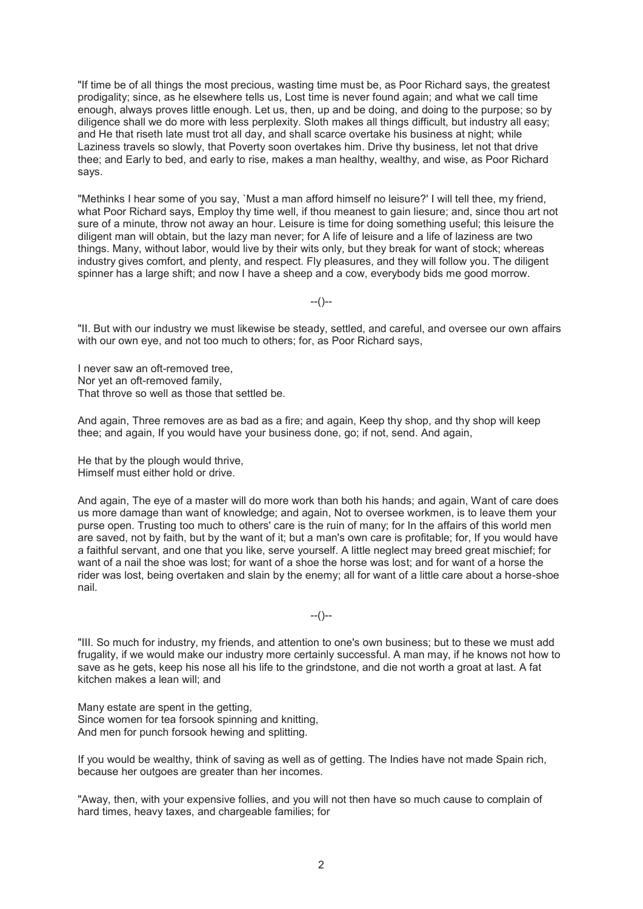"If time be of all things the most precious, wasting time must be, as Poor Richard says, the greatest prodigality; since, as he elsewhere tells us, Lost time is never found again; and what we call time enough, always proves little enough. Let us, then, up and be doing, and doing to the purpose; so by diligence shall we do more with less perplexity. Sloth makes all things difficult, but industry all easy; and He that riseth late must trot all day, and shall scarce overtake his business at night; while Laziness travels so slowly, that Poverty soon overtakes him. Drive thy business, let not that drive thee; and Early to bed, and early to rise, makes a man healthy, wealthy, and wise, as Poor Richard says.

"Methinks I hear some of you say, `Must a man afford himself no leisure?' I will tell thee, my friend, what Poor Richard says, Employ thy time well, if thou meanest to gain liesure; and, since thou art not sure of a minute, throw not away an hour. Leisure is time for doing something useful; this leisure the diligent man will obtain, but the lazy man never; for A life of leisure and a life of laziness are two things. Many, without labor, would live by their wits only, but they break for want of stock; whereas industry gives comfort, and plenty, and respect. Fly pleasures, and they will follow you. The diligent spinner has a large shift; and now I have a sheep and a cow, everybody bids me good morrow.

--()--

"II. But with our industry we must likewise be steady, settled, and careful, and oversee our own affairs with our own eye, and not too much to others; for, as Poor Richard says,

I never saw an oft-removed tree,  
Nor yet an oft-removed family,  
That throve so well as those that settled be.

And again, Three removes are as bad as a fire; and again, Keep thy shop, and thy shop will keep thee; and again, If you would have your business done, go; if not, send. And again,

He that by the plough would thrive,  
Himself must either hold or drive.

And again, The eye of a master will do more work than both his hands; and again, Want of care does us more damage than want of knowledge; and again, Not to oversee workmen, is to leave them your purse open. Trusting too much to others' care is the ruin of many; for In the affairs of this world men are saved, not by faith, but by the want of it; but a man's own care is profitable; for, If you would have a faithful servant, and one that you like, serve yourself. A little neglect may breed great mischief; for want of a nail the shoe was lost; for want of a shoe the horse was lost; and for want of a horse the rider was lost, being overtaken and slain by the enemy; all for want of a little care about a horse-shoe nail.

--()--

"III. So much for industry, my friends, and attention to one's own business; but to these we must add frugality, if we would make our industry more certainly successful. A man may, if he knows not how to save as he gets, keep his nose all his life to the grindstone, and die not worth a groat at last. A fat kitchen makes a lean will; and

Many estate are spent in the getting,  
Since women for tea forsook spinning and knitting,  
And men for punch forsook hewing and splitting.

If you would be wealthy, think of saving as well as of getting. The Indies have not made Spain rich, because her outgoes are greater than her incomes.

"Away, then, with your expensive follies, and you will not then have so much cause to complain of hard times, heavy taxes, and chargeable families; for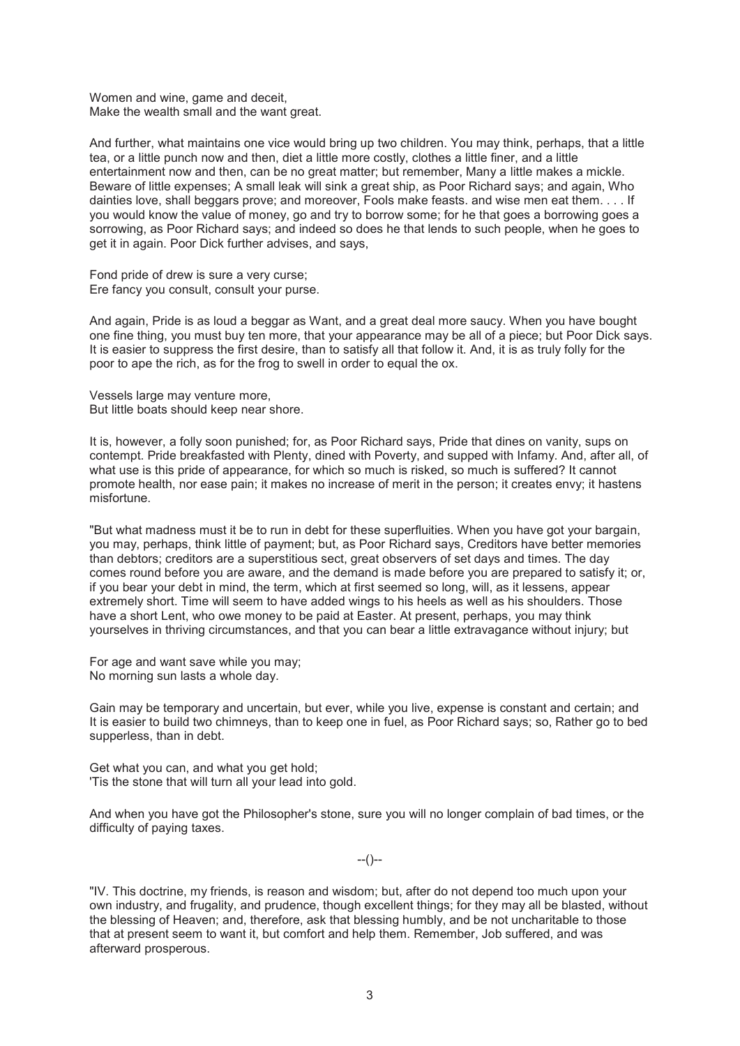Women and wine, game and deceit,
Make the wealth small and the want great.

And further, what maintains one vice would bring up two children. You may think, perhaps, that a little tea, or a little punch now and then, diet a little more costly, clothes a little finer, and a little entertainment now and then, can be no great matter; but remember, Many a little makes a mickle. Beware of little expenses; A small leak will sink a great ship, as Poor Richard says; and again, Who dainties love, shall beggars prove; and moreover, Fools make feasts. and wise men eat them. . . . If you would know the value of money, go and try to borrow some; for he that goes a borrowing goes a sorrowing, as Poor Richard says; and indeed so does he that lends to such people, when he goes to get it in again. Poor Dick further advises, and says,

Fond pride of drew is sure a very curse;
Ere fancy you consult, consult your purse.

And again, Pride is as loud a beggar as Want, and a great deal more saucy. When you have bought one fine thing, you must buy ten more, that your appearance may be all of a piece; but Poor Dick says. It is easier to suppress the first desire, than to satisfy all that follow it. And, it is as truly folly for the poor to ape the rich, as for the frog to swell in order to equal the ox.

Vessels large may venture more,
But little boats should keep near shore.

It is, however, a folly soon punished; for, as Poor Richard says, Pride that dines on vanity, sups on contempt. Pride breakfasted with Plenty, dined with Poverty, and supped with Infamy. And, after all, of what use is this pride of appearance, for which so much is risked, so much is suffered? It cannot promote health, nor ease pain; it makes no increase of merit in the person; it creates envy; it hastens misfortune.

"But what madness must it be to run in debt for these superfluities. When you have got your bargain, you may, perhaps, think little of payment; but, as Poor Richard says, Creditors have better memories than debtors; creditors are a superstitious sect, great observers of set days and times. The day comes round before you are aware, and the demand is made before you are prepared to satisfy it; or, if you bear your debt in mind, the term, which at first seemed so long, will, as it lessens, appear extremely short. Time will seem to have added wings to his heels as well as his shoulders. Those have a short Lent, who owe money to be paid at Easter. At present, perhaps, you may think yourselves in thriving circumstances, and that you can bear a little extravagance without injury; but

For age and want save while you may;
No morning sun lasts a whole day.

Gain may be temporary and uncertain, but ever, while you live, expense is constant and certain; and It is easier to build two chimneys, than to keep one in fuel, as Poor Richard says; so, Rather go to bed supperless, than in debt.

Get what you can, and what you get hold;
'Tis the stone that will turn all your lead into gold.

And when you have got the Philosopher's stone, sure you will no longer complain of bad times, or the difficulty of paying taxes.

--()--

"IV. This doctrine, my friends, is reason and wisdom; but, after do not depend too much upon your own industry, and frugality, and prudence, though excellent things; for they may all be blasted, without the blessing of Heaven; and, therefore, ask that blessing humbly, and be not uncharitable to those that at present seem to want it, but comfort and help them. Remember, Job suffered, and was afterward prosperous.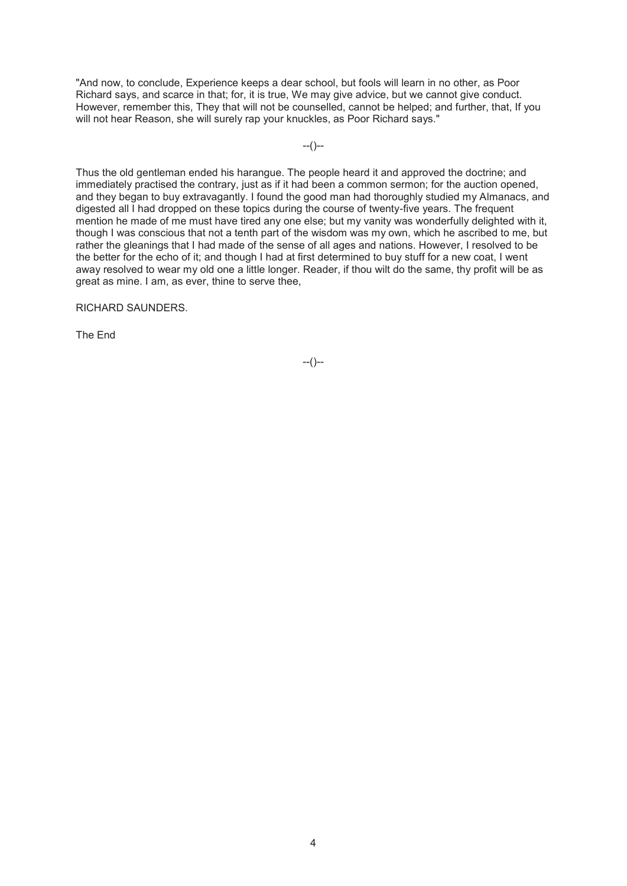"And now, to conclude, Experience keeps a dear school, but fools will learn in no other, as Poor Richard says, and scarce in that; for, it is true, We may give advice, but we cannot give conduct. However, remember this, They that will not be counselled, cannot be helped; and further, that, If you will not hear Reason, she will surely rap your knuckles, as Poor Richard says."

--()--

Thus the old gentleman ended his harangue. The people heard it and approved the doctrine; and immediately practised the contrary, just as if it had been a common sermon; for the auction opened, and they began to buy extravagantly. I found the good man had thoroughly studied my Almanacs, and digested all I had dropped on these topics during the course of twenty-five years. The frequent mention he made of me must have tired any one else; but my vanity was wonderfully delighted with it, though I was conscious that not a tenth part of the wisdom was my own, which he ascribed to me, but rather the gleanings that I had made of the sense of all ages and nations. However, I resolved to be the better for the echo of it; and though I had at first determined to buy stuff for a new coat, I went away resolved to wear my old one a little longer. Reader, if thou wilt do the same, thy profit will be as great as mine. I am, as ever, thine to serve thee,

RICHARD SAUNDERS.

The End

--()--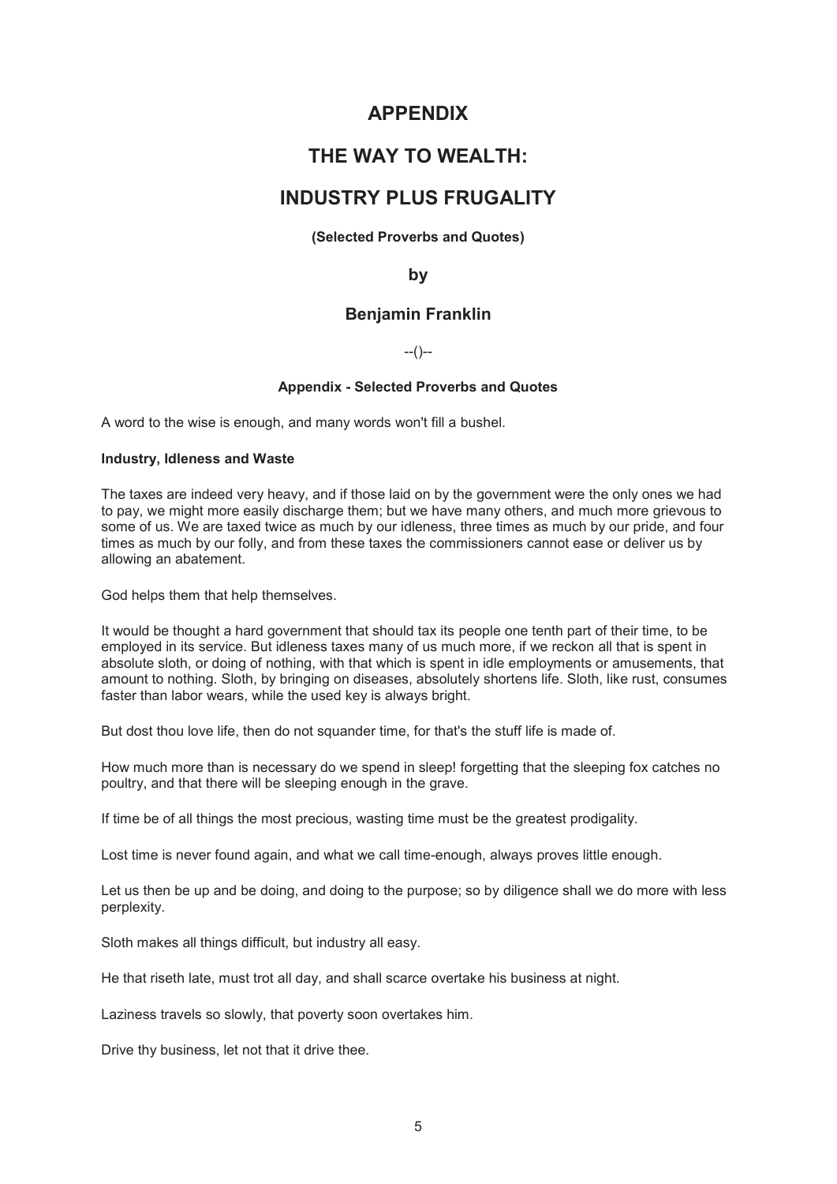# APPENDIX

# THE WAY TO WEALTH:

# INDUSTRY PLUS FRUGALITY

**(Selected Proverbs and Quotes)**

**by**

### Benjamin Franklin

--()--

**Appendix - Selected Proverbs and Quotes**

A word to the wise is enough, and many words won't fill a bushel.

**Industry, Idleness and Waste**

The taxes are indeed very heavy, and if those laid on by the government were the only ones we had to pay, we might more easily discharge them; but we have many others, and much more grievous to some of us. We are taxed twice as much by our idleness, three times as much by our pride, and four times as much by our folly, and from these taxes the commissioners cannot ease or deliver us by allowing an abatement.

God helps them that help themselves.

It would be thought a hard government that should tax its people one tenth part of their time, to be employed in its service. But idleness taxes many of us much more, if we reckon all that is spent in absolute sloth, or doing of nothing, with that which is spent in idle employments or amusements, that amount to nothing. Sloth, by bringing on diseases, absolutely shortens life. Sloth, like rust, consumes faster than labor wears, while the used key is always bright.

But dost thou love life, then do not squander time, for that's the stuff life is made of.

How much more than is necessary do we spend in sleep! forgetting that the sleeping fox catches no poultry, and that there will be sleeping enough in the grave.

If time be of all things the most precious, wasting time must be the greatest prodigality.

Lost time is never found again, and what we call time-enough, always proves little enough.

Let us then be up and be doing, and doing to the purpose; so by diligence shall we do more with less perplexity.

Sloth makes all things difficult, but industry all easy.

He that riseth late, must trot all day, and shall scarce overtake his business at night.

Laziness travels so slowly, that poverty soon overtakes him.

Drive thy business, let not that it drive thee.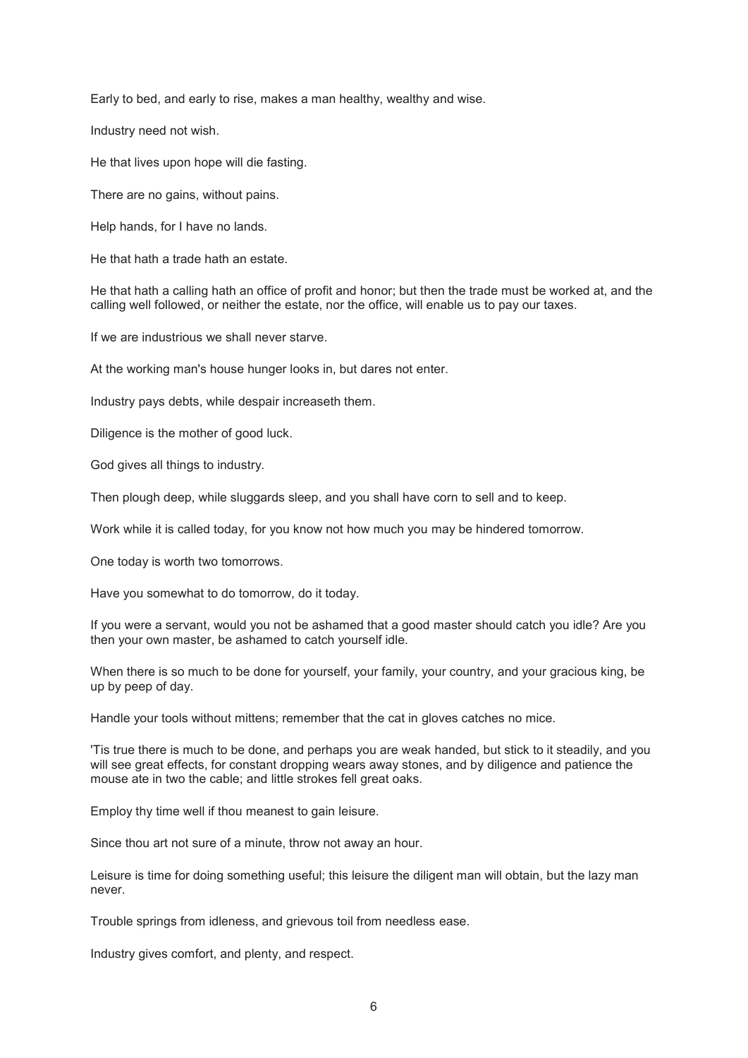Early to bed, and early to rise, makes a man healthy, wealthy and wise.

Industry need not wish.

He that lives upon hope will die fasting.

There are no gains, without pains.

Help hands, for I have no lands.

He that hath a trade hath an estate.

He that hath a calling hath an office of profit and honor; but then the trade must be worked at, and the calling well followed, or neither the estate, nor the office, will enable us to pay our taxes.

If we are industrious we shall never starve.

At the working man's house hunger looks in, but dares not enter.

Industry pays debts, while despair increaseth them.

Diligence is the mother of good luck.

God gives all things to industry.

Then plough deep, while sluggards sleep, and you shall have corn to sell and to keep.

Work while it is called today, for you know not how much you may be hindered tomorrow.

One today is worth two tomorrows.

Have you somewhat to do tomorrow, do it today.

If you were a servant, would you not be ashamed that a good master should catch you idle? Are you then your own master, be ashamed to catch yourself idle.

When there is so much to be done for yourself, your family, your country, and your gracious king, be up by peep of day.

Handle your tools without mittens; remember that the cat in gloves catches no mice.

'Tis true there is much to be done, and perhaps you are weak handed, but stick to it steadily, and you will see great effects, for constant dropping wears away stones, and by diligence and patience the mouse ate in two the cable; and little strokes fell great oaks.

Employ thy time well if thou meanest to gain leisure.

Since thou art not sure of a minute, throw not away an hour.

Leisure is time for doing something useful; this leisure the diligent man will obtain, but the lazy man never.

Trouble springs from idleness, and grievous toil from needless ease.

Industry gives comfort, and plenty, and respect.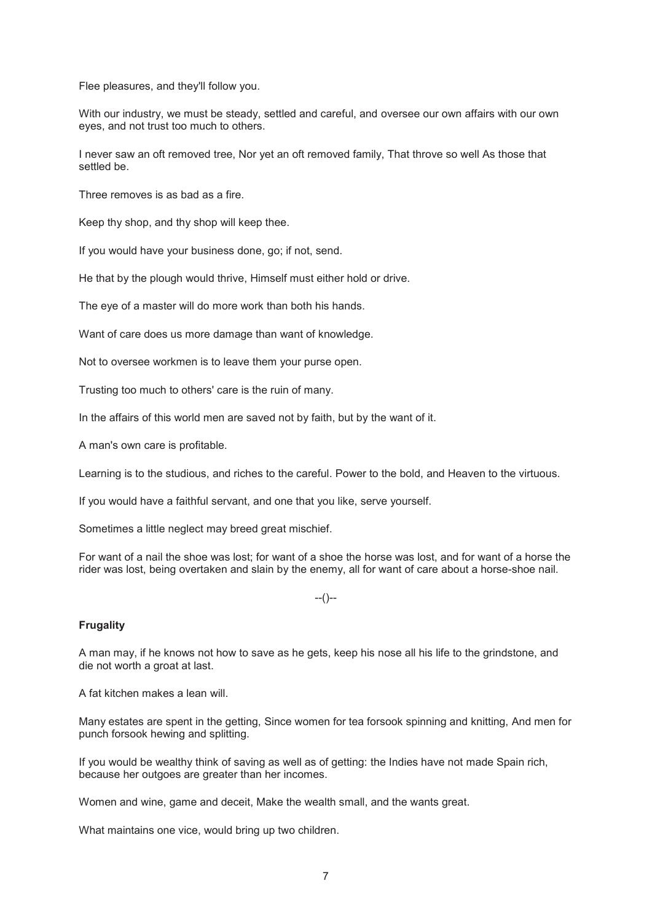Flee pleasures, and they'll follow you.

With our industry, we must be steady, settled and careful, and oversee our own affairs with our own eyes, and not trust too much to others.

I never saw an oft removed tree, Nor yet an oft removed family, That throve so well As those that settled be.

Three removes is as bad as a fire.

Keep thy shop, and thy shop will keep thee.

If you would have your business done, go; if not, send.

He that by the plough would thrive, Himself must either hold or drive.

The eye of a master will do more work than both his hands.

Want of care does us more damage than want of knowledge.

Not to oversee workmen is to leave them your purse open.

Trusting too much to others' care is the ruin of many.

In the affairs of this world men are saved not by faith, but by the want of it.

A man's own care is profitable.

Learning is to the studious, and riches to the careful. Power to the bold, and Heaven to the virtuous.

If you would have a faithful servant, and one that you like, serve yourself.

Sometimes a little neglect may breed great mischief.

For want of a nail the shoe was lost; for want of a shoe the horse was lost, and for want of a horse the rider was lost, being overtaken and slain by the enemy, all for want of care about a horse-shoe nail.

--()--

**Frugality**

A man may, if he knows not how to save as he gets, keep his nose all his life to the grindstone, and die not worth a groat at last.

A fat kitchen makes a lean will.

Many estates are spent in the getting, Since women for tea forsook spinning and knitting, And men for punch forsook hewing and splitting.

If you would be wealthy think of saving as well as of getting: the Indies have not made Spain rich, because her outgoes are greater than her incomes.

Women and wine, game and deceit, Make the wealth small, and the wants great.

What maintains one vice, would bring up two children.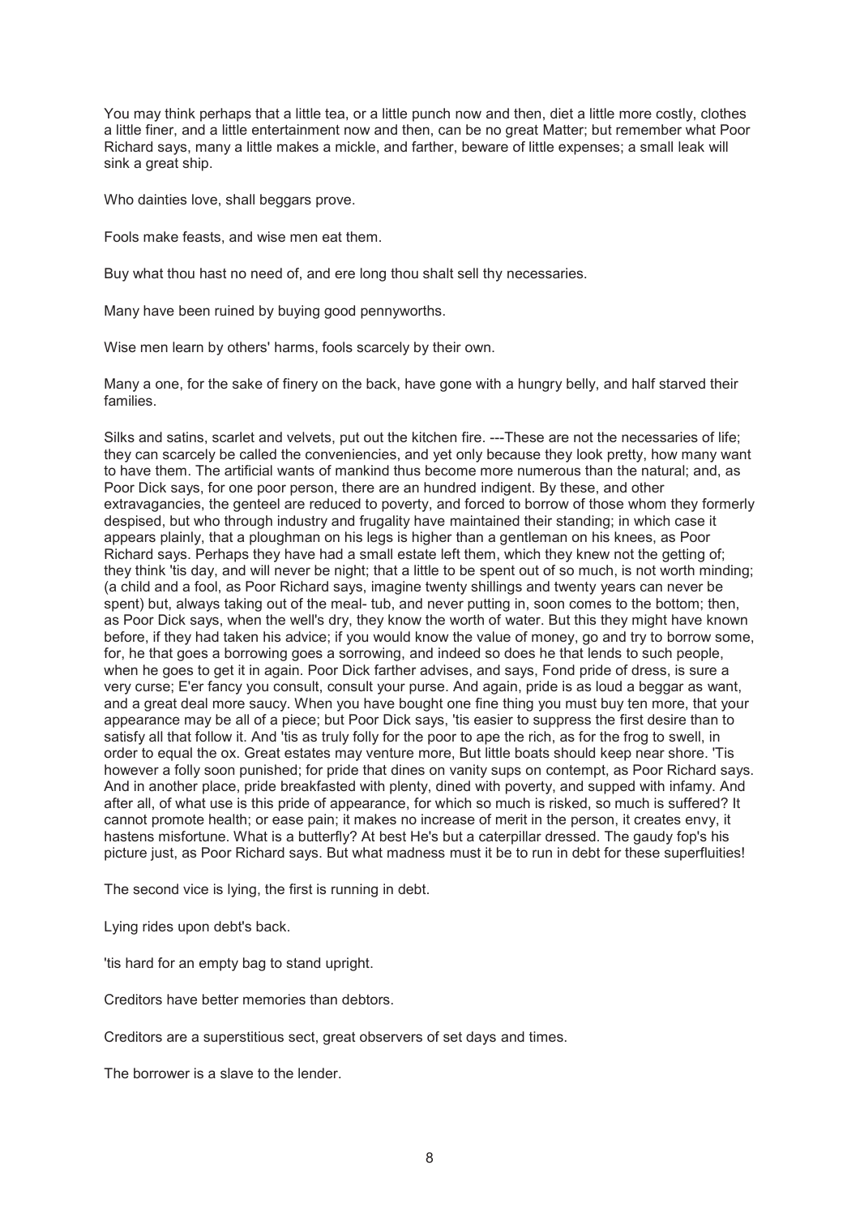You may think perhaps that a little tea, or a little punch now and then, diet a little more costly, clothes a little finer, and a little entertainment now and then, can be no great Matter; but remember what Poor Richard says, many a little makes a mickle, and farther, beware of little expenses; a small leak will sink a great ship.

Who dainties love, shall beggars prove.

Fools make feasts, and wise men eat them.

Buy what thou hast no need of, and ere long thou shalt sell thy necessaries.

Many have been ruined by buying good pennyworths.

Wise men learn by others' harms, fools scarcely by their own.

Many a one, for the sake of finery on the back, have gone with a hungry belly, and half starved their families.

Silks and satins, scarlet and velvets, put out the kitchen fire. ---These are not the necessaries of life; they can scarcely be called the conveniencies, and yet only because they look pretty, how many want to have them. The artificial wants of mankind thus become more numerous than the natural; and, as Poor Dick says, for one poor person, there are an hundred indigent. By these, and other extravagancies, the genteel are reduced to poverty, and forced to borrow of those whom they formerly despised, but who through industry and frugality have maintained their standing; in which case it appears plainly, that a ploughman on his legs is higher than a gentleman on his knees, as Poor Richard says. Perhaps they have had a small estate left them, which they knew not the getting of; they think 'tis day, and will never be night; that a little to be spent out of so much, is not worth minding; (a child and a fool, as Poor Richard says, imagine twenty shillings and twenty years can never be spent) but, always taking out of the meal- tub, and never putting in, soon comes to the bottom; then, as Poor Dick says, when the well's dry, they know the worth of water. But this they might have known before, if they had taken his advice; if you would know the value of money, go and try to borrow some, for, he that goes a borrowing goes a sorrowing, and indeed so does he that lends to such people, when he goes to get it in again. Poor Dick farther advises, and says, Fond pride of dress, is sure a very curse; E'er fancy you consult, consult your purse. And again, pride is as loud a beggar as want, and a great deal more saucy. When you have bought one fine thing you must buy ten more, that your appearance may be all of a piece; but Poor Dick says, 'tis easier to suppress the first desire than to satisfy all that follow it. And 'tis as truly folly for the poor to ape the rich, as for the frog to swell, in order to equal the ox. Great estates may venture more, But little boats should keep near shore. 'Tis however a folly soon punished; for pride that dines on vanity sups on contempt, as Poor Richard says. And in another place, pride breakfasted with plenty, dined with poverty, and supped with infamy. And after all, of what use is this pride of appearance, for which so much is risked, so much is suffered? It cannot promote health; or ease pain; it makes no increase of merit in the person, it creates envy, it hastens misfortune. What is a butterfly? At best He's but a caterpillar dressed. The gaudy fop's his picture just, as Poor Richard says. But what madness must it be to run in debt for these superfluities!

The second vice is lying, the first is running in debt.

Lying rides upon debt's back.

'tis hard for an empty bag to stand upright.

Creditors have better memories than debtors.

Creditors are a superstitious sect, great observers of set days and times.

The borrower is a slave to the lender.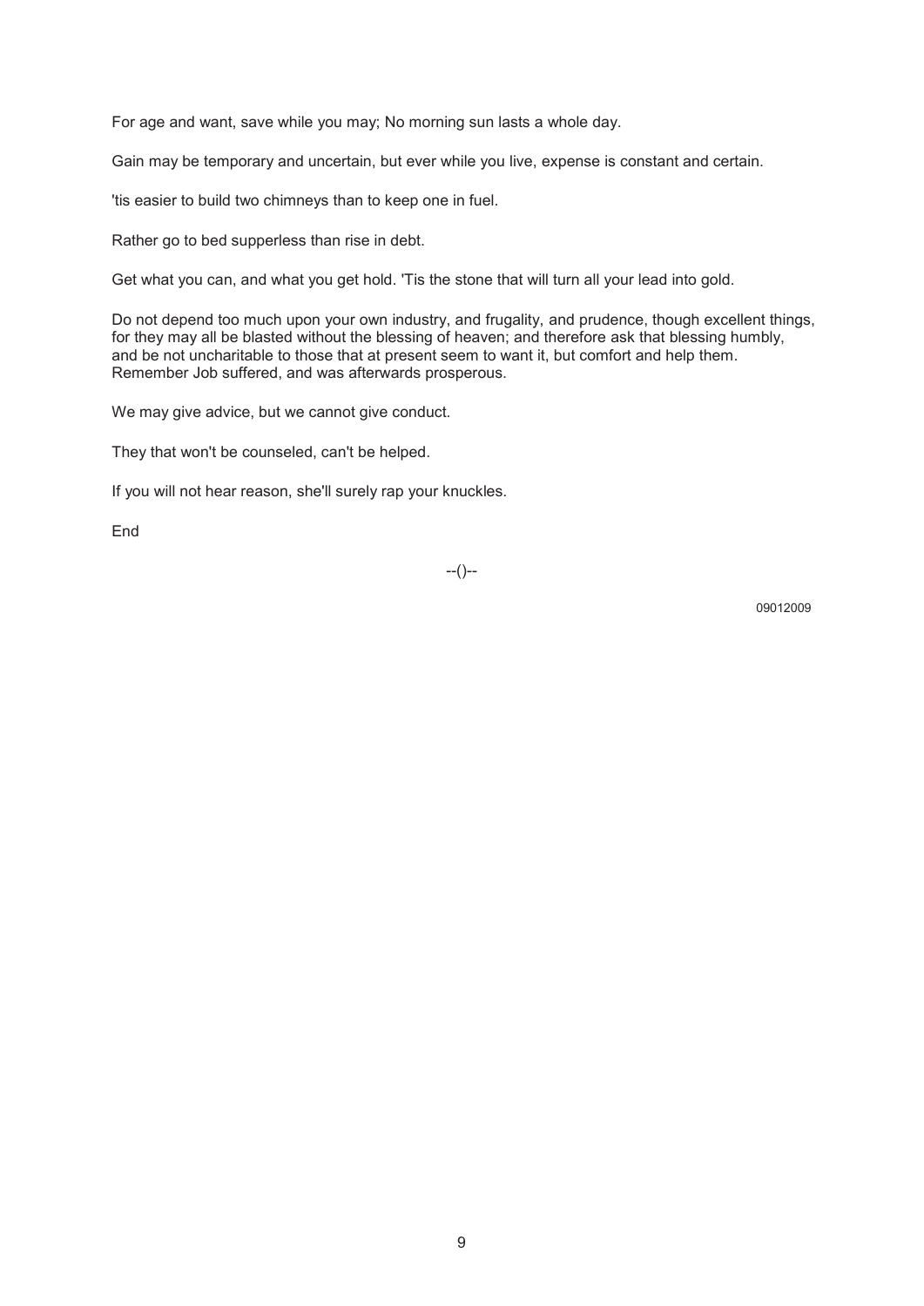For age and want, save while you may; No morning sun lasts a whole day.

Gain may be temporary and uncertain, but ever while you live, expense is constant and certain.

'tis easier to build two chimneys than to keep one in fuel.

Rather go to bed supperless than rise in debt.

Get what you can, and what you get hold. 'Tis the stone that will turn all your lead into gold.

Do not depend too much upon your own industry, and frugality, and prudence, though excellent things, for they may all be blasted without the blessing of heaven; and therefore ask that blessing humbly, and be not uncharitable to those that at present seem to want it, but comfort and help them. Remember Job suffered, and was afterwards prosperous.

We may give advice, but we cannot give conduct.

They that won't be counseled, can't be helped.

If you will not hear reason, she'll surely rap your knuckles.

End

--()--

09012009